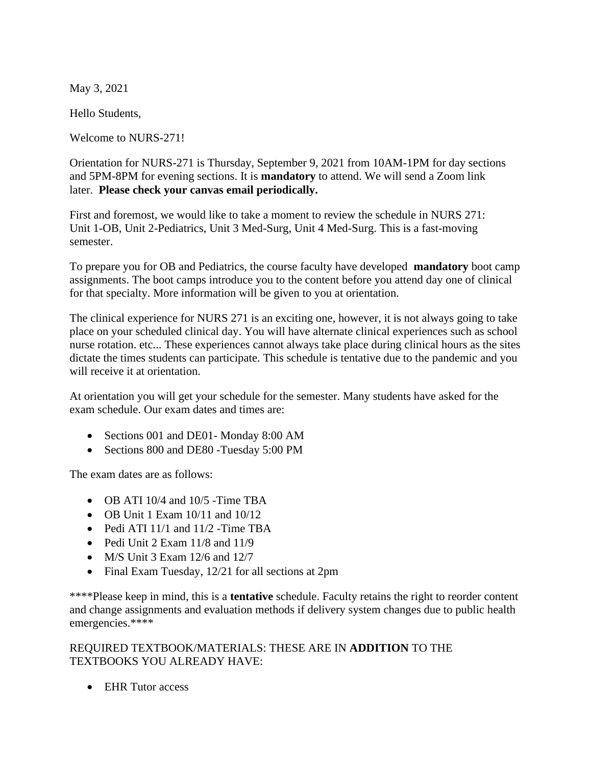May 3, 2021

Hello Students,

Welcome to NURS-271!

Orientation for NURS-271 is Thursday, September 9, 2021 from 10AM-1PM for day sections and 5PM-8PM for evening sections. It is **mandatory** to attend. We will send a Zoom link later. **Please check your canvas email periodically.**

First and foremost, we would like to take a moment to review the schedule in NURS 271: Unit 1-OB, Unit 2-Pediatrics, Unit 3 Med-Surg, Unit 4 Med-Surg. This is a fast-moving semester.

To prepare you for OB and Pediatrics, the course faculty have developed **mandatory** boot camp assignments. The boot camps introduce you to the content before you attend day one of clinical for that specialty. More information will be given to you at orientation.

The clinical experience for NURS 271 is an exciting one, however, it is not always going to take place on your scheduled clinical day. You will have alternate clinical experiences such as school nurse rotation. etc... These experiences cannot always take place during clinical hours as the sites dictate the times students can participate. This schedule is tentative due to the pandemic and you will receive it at orientation.

At orientation you will get your schedule for the semester. Many students have asked for the exam schedule. Our exam dates and times are:

- Sections 001 and DE01- Monday 8:00 AM
- Sections 800 and DE80 -Tuesday 5:00 PM

The exam dates are as follows:

- OB ATI 10/4 and 10/5 -Time TBA
- OB Unit 1 Exam 10/11 and 10/12
- Pedi ATI 11/1 and 11/2 -Time TBA
- Pedi Unit 2 Exam 11/8 and 11/9
- M/S Unit 3 Exam 12/6 and 12/7
- Final Exam Tuesday, 12/21 for all sections at 2pm

****Please keep in mind, this is a **tentative** schedule. Faculty retains the right to reorder content and change assignments and evaluation methods if delivery system changes due to public health emergencies.****

REQUIRED TEXTBOOK/MATERIALS: THESE ARE IN **ADDITION** TO THE TEXTBOOKS YOU ALREADY HAVE:

- EHR Tutor access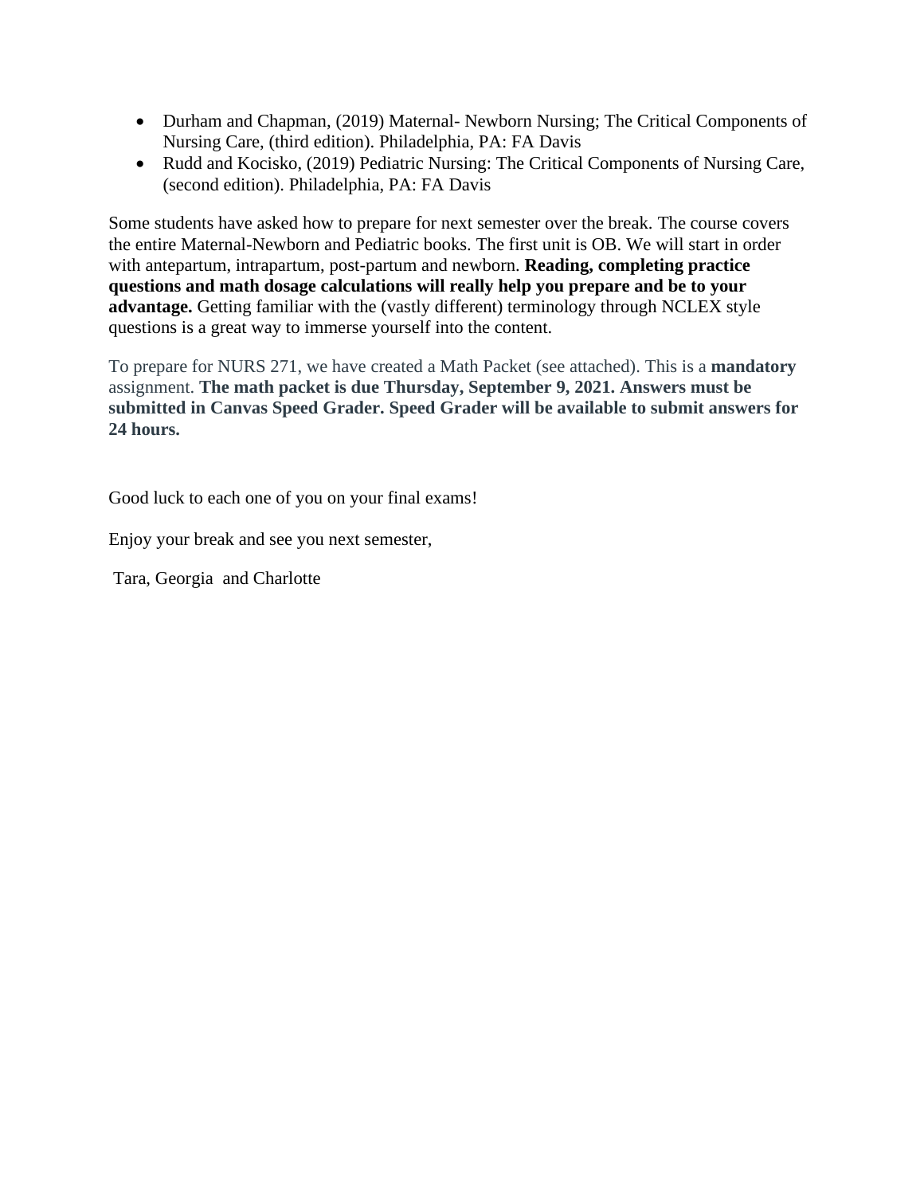- Durham and Chapman, (2019) Maternal- Newborn Nursing; The Critical Components of Nursing Care, (third edition). Philadelphia, PA: FA Davis
- Rudd and Kocisko, (2019) Pediatric Nursing: The Critical Components of Nursing Care, (second edition). Philadelphia, PA: FA Davis

Some students have asked how to prepare for next semester over the break. The course covers the entire Maternal-Newborn and Pediatric books. The first unit is OB. We will start in order with antepartum, intrapartum, post-partum and newborn. **Reading, completing practice questions and math dosage calculations will really help you prepare and be to your advantage.** Getting familiar with the (vastly different) terminology through NCLEX style questions is a great way to immerse yourself into the content.

To prepare for NURS 271, we have created a Math Packet (see attached). This is a **mandatory** assignment. **The math packet is due Thursday, September 9, 2021. Answers must be submitted in Canvas Speed Grader. Speed Grader will be available to submit answers for 24 hours.**

Good luck to each one of you on your final exams!

Enjoy your break and see you next semester,

Tara, Georgia and Charlotte